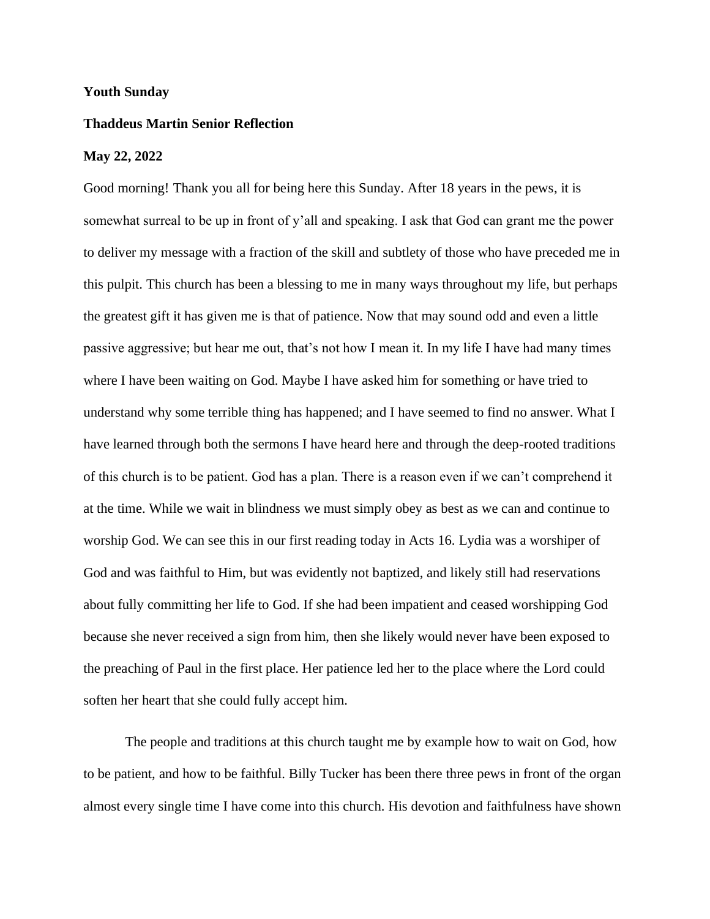**Youth Sunday**

**Thaddeus Martin Senior Reflection**

**May 22, 2022**

Good morning! Thank you all for being here this Sunday. After 18 years in the pews, it is somewhat surreal to be up in front of y'all and speaking. I ask that God can grant me the power to deliver my message with a fraction of the skill and subtlety of those who have preceded me in this pulpit. This church has been a blessing to me in many ways throughout my life, but perhaps the greatest gift it has given me is that of patience. Now that may sound odd and even a little passive aggressive; but hear me out, that's not how I mean it. In my life I have had many times where I have been waiting on God. Maybe I have asked him for something or have tried to understand why some terrible thing has happened; and I have seemed to find no answer. What I have learned through both the sermons I have heard here and through the deep-rooted traditions of this church is to be patient. God has a plan. There is a reason even if we can't comprehend it at the time. While we wait in blindness we must simply obey as best as we can and continue to worship God. We can see this in our first reading today in Acts 16. Lydia was a worshiper of God and was faithful to Him, but was evidently not baptized, and likely still had reservations about fully committing her life to God. If she had been impatient and ceased worshipping God because she never received a sign from him, then she likely would never have been exposed to the preaching of Paul in the first place. Her patience led her to the place where the Lord could soften her heart that she could fully accept him.

The people and traditions at this church taught me by example how to wait on God, how to be patient, and how to be faithful. Billy Tucker has been there three pews in front of the organ almost every single time I have come into this church. His devotion and faithfulness have shown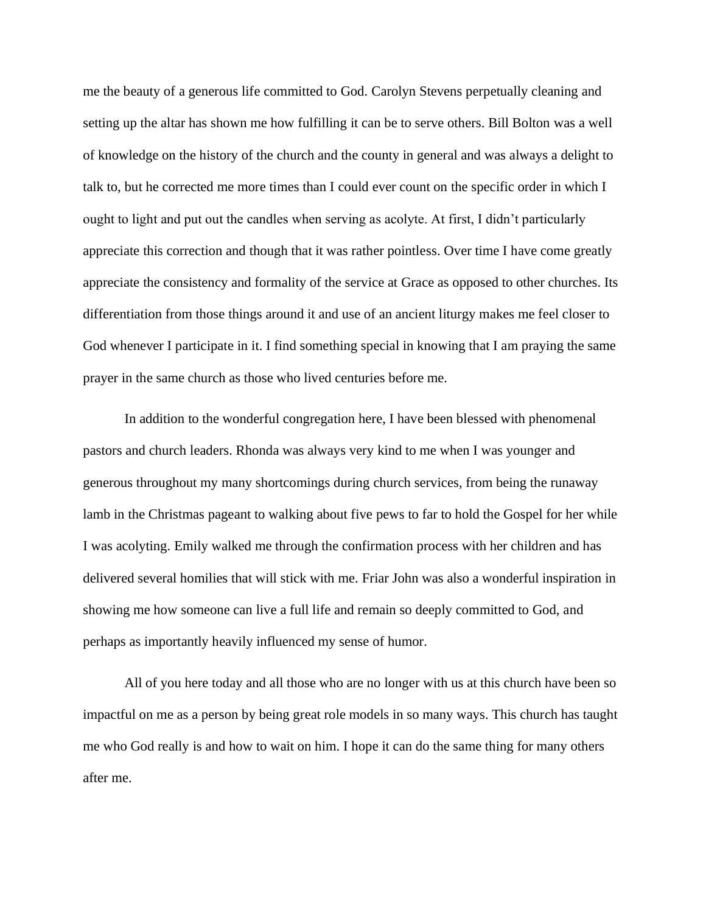me the beauty of a generous life committed to God. Carolyn Stevens perpetually cleaning and setting up the altar has shown me how fulfilling it can be to serve others. Bill Bolton was a well of knowledge on the history of the church and the county in general and was always a delight to talk to, but he corrected me more times than I could ever count on the specific order in which I ought to light and put out the candles when serving as acolyte. At first, I didn't particularly appreciate this correction and though that it was rather pointless. Over time I have come greatly appreciate the consistency and formality of the service at Grace as opposed to other churches. Its differentiation from those things around it and use of an ancient liturgy makes me feel closer to God whenever I participate in it. I find something special in knowing that I am praying the same prayer in the same church as those who lived centuries before me.

In addition to the wonderful congregation here, I have been blessed with phenomenal pastors and church leaders. Rhonda was always very kind to me when I was younger and generous throughout my many shortcomings during church services, from being the runaway lamb in the Christmas pageant to walking about five pews to far to hold the Gospel for her while I was acolyting. Emily walked me through the confirmation process with her children and has delivered several homilies that will stick with me. Friar John was also a wonderful inspiration in showing me how someone can live a full life and remain so deeply committed to God, and perhaps as importantly heavily influenced my sense of humor.

All of you here today and all those who are no longer with us at this church have been so impactful on me as a person by being great role models in so many ways. This church has taught me who God really is and how to wait on him. I hope it can do the same thing for many others after me.